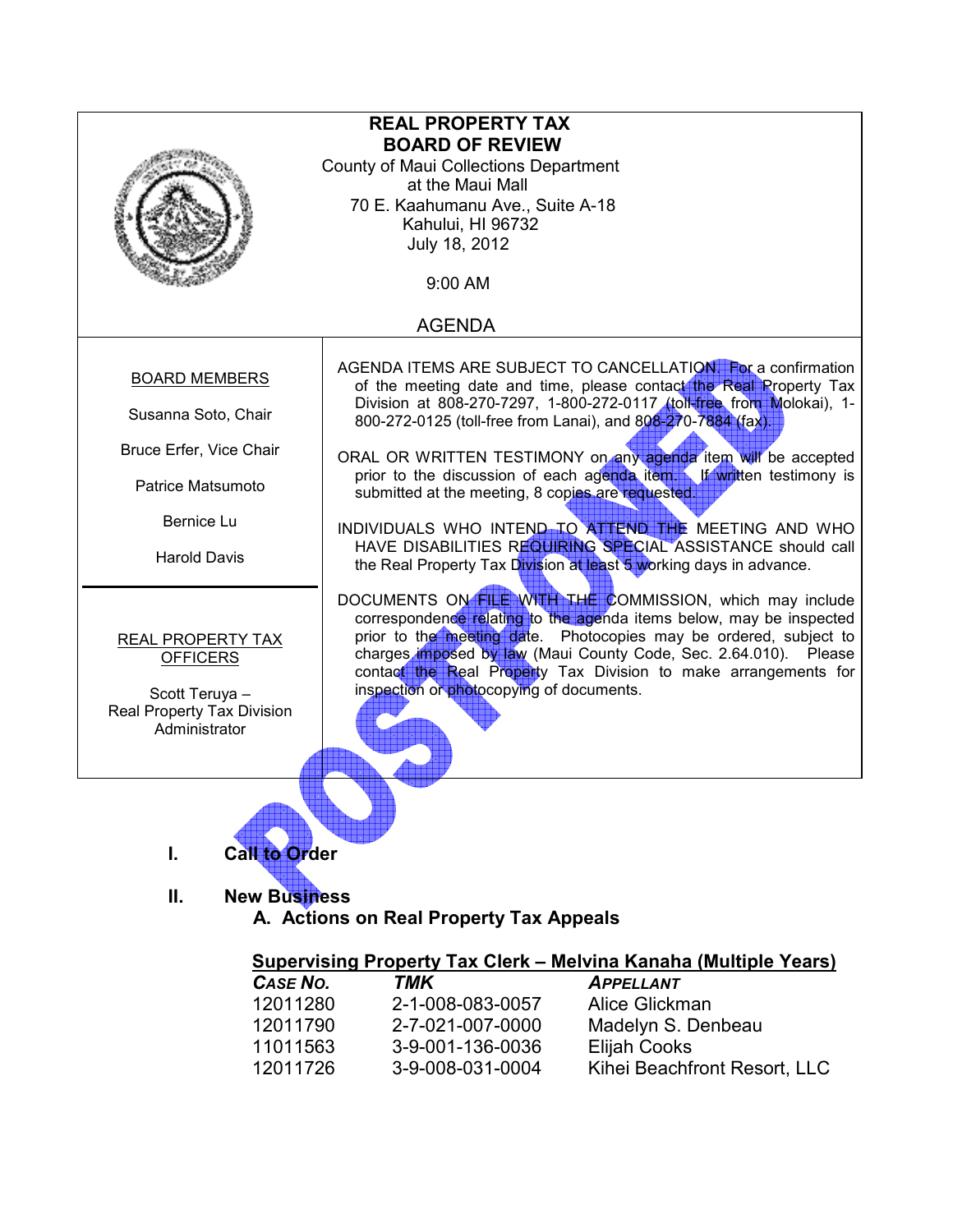# REAL PROPERTY TAX BOARD OF REVIEW

County of Maui Collections Department
at the Maui Mall
70 E. Kaahumanu Ave., Suite A-18
Kahului, HI 96732
July 18, 2012

9:00 AM

## AGENDA

POSTPONED

**BOARD MEMBERS**

Susanna Soto, Chair

Bruce Erfer, Vice Chair

Patrice Matsumoto

Bernice Lu

Harold Davis

**REAL PROPERTY TAX OFFICERS**

Scott Teruya – Real Property Tax Division Administrator

AGENDA ITEMS ARE SUBJECT TO CANCELLATION. For a confirmation of the meeting date and time, please contact the Real Property Tax Division at 808-270-7297, 1-800-272-0117 (toll-free from Molokai), 1-800-272-0125 (toll-free from Lanai), and 808-270-7884 (fax).

ORAL OR WRITTEN TESTIMONY on any agenda item will be accepted prior to the discussion of each agenda item. If written testimony is submitted at the meeting, 8 copies are requested.

INDIVIDUALS WHO INTEND TO ATTEND THE MEETING AND WHO HAVE DISABILITIES REQUIRING SPECIAL ASSISTANCE should call the Real Property Tax Division at least 5 working days in advance.

DOCUMENTS ON FILE WITH THE COMMISSION, which may include correspondence relating to the agenda items below, may be inspected prior to the meeting date. Photocopies may be ordered, subject to charges imposed by law (Maui County Code, Sec. 2.64.010). Please contact the Real Property Tax Division to make arrangements for inspection or photocopying of documents.

## I. Call to Order

## II. New Business

### A. Actions on Real Property Tax Appeals

**Supervising Property Tax Clerk – Melvina Kanaha (Multiple Years)**

| *CASE NO.* | *TMK* | *APPELLANT* |
|---|---|---|
| 12011280 | 2-1-008-083-0057 | Alice Glickman |
| 12011790 | 2-7-021-007-0000 | Madelyn S. Denbeau |
| 11011563 | 3-9-001-136-0036 | Elijah Cooks |
| 12011726 | 3-9-008-031-0004 | Kihei Beachfront Resort, LLC |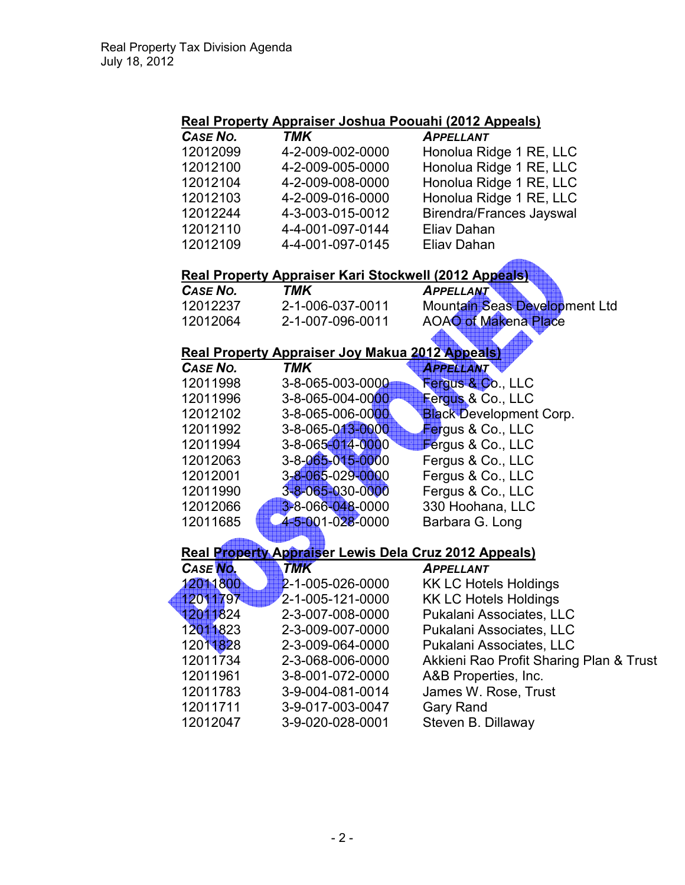POSTPONED

**Real Property Appraiser Joshua Poouahi (2012 Appeals)**

| *CASE NO.* | *TMK* | *APPELLANT* |
|---|---|---|
| 12012099 | 4-2-009-002-0000 | Honolua Ridge 1 RE, LLC |
| 12012100 | 4-2-009-005-0000 | Honolua Ridge 1 RE, LLC |
| 12012104 | 4-2-009-008-0000 | Honolua Ridge 1 RE, LLC |
| 12012103 | 4-2-009-016-0000 | Honolua Ridge 1 RE, LLC |
| 12012244 | 4-3-003-015-0012 | Birendra/Frances Jayswal |
| 12012110 | 4-4-001-097-0144 | Eliav Dahan |
| 12012109 | 4-4-001-097-0145 | Eliav Dahan |

**Real Property Appraiser Kari Stockwell (2012 Appeals)**

| *CASE NO.* | *TMK* | *APPELLANT* |
|---|---|---|
| 12012237 | 2-1-006-037-0011 | Mountain Seas Development Ltd |
| 12012064 | 2-1-007-096-0011 | AOAO of Makena Place |

**Real Property Appraiser Joy Makua 2012 Appeals)**

| *CASE NO.* | *TMK* | *APPELLANT* |
|---|---|---|
| 12011998 | 3-8-065-003-0000 | Fergus & Co., LLC |
| 12011996 | 3-8-065-004-0000 | Fergus & Co., LLC |
| 12012102 | 3-8-065-006-0000 | Black Development Corp. |
| 12011992 | 3-8-065-013-0000 | Fergus & Co., LLC |
| 12011994 | 3-8-065-014-0000 | Fergus & Co., LLC |
| 12012063 | 3-8-065-015-0000 | Fergus & Co., LLC |
| 12012001 | 3-8-065-029-0000 | Fergus & Co., LLC |
| 12011990 | 3-8-065-030-0000 | Fergus & Co., LLC |
| 12012066 | 3-8-066-048-0000 | 330 Hoohana, LLC |
| 12011685 | 4-5-001-028-0000 | Barbara G. Long |

**Real Property Appraiser Lewis Dela Cruz 2012 Appeals)**

| *CASE NO.* | *TMK* | *APPELLANT* |
|---|---|---|
| 12011800 | 2-1-005-026-0000 | KK LC Hotels Holdings |
| 12011797 | 2-1-005-121-0000 | KK LC Hotels Holdings |
| 12011824 | 2-3-007-008-0000 | Pukalani Associates, LLC |
| 12011823 | 2-3-009-007-0000 | Pukalani Associates, LLC |
| 12011828 | 2-3-009-064-0000 | Pukalani Associates, LLC |
| 12011734 | 2-3-068-006-0000 | Akkieni Rao Profit Sharing Plan & Trust |
| 12011961 | 3-8-001-072-0000 | A&B Properties, Inc. |
| 12011783 | 3-9-004-081-0014 | James W. Rose, Trust |
| 12011711 | 3-9-017-003-0047 | Gary Rand |
| 12012047 | 3-9-020-028-0001 | Steven B. Dillaway |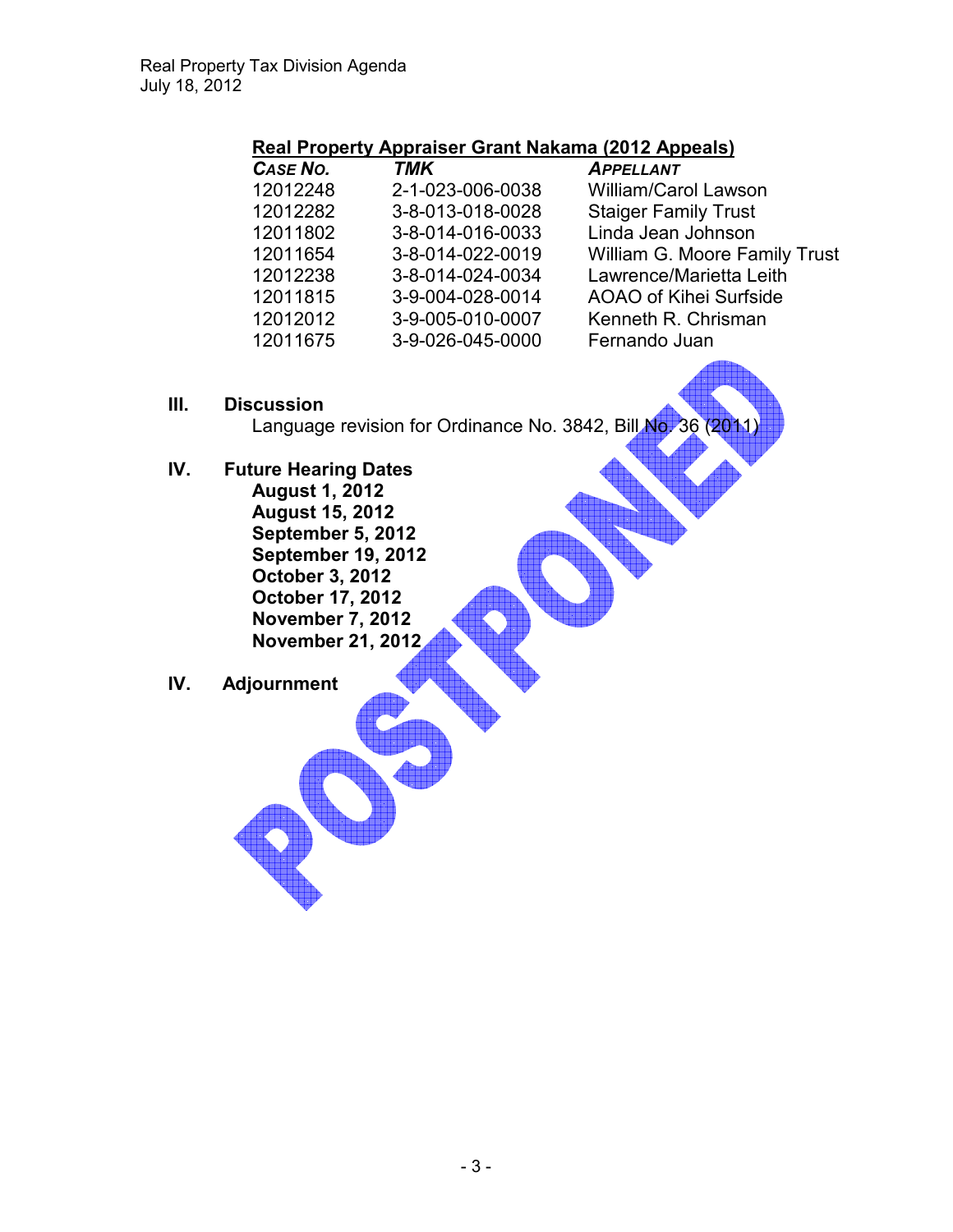**Real Property Appraiser Grant Nakama (2012 Appeals)**

| *CASE NO.* | *TMK* | *APPELLANT* |
|---|---|---|
| 12012248 | 2-1-023-006-0038 | William/Carol Lawson |
| 12012282 | 3-8-013-018-0028 | Staiger Family Trust |
| 12011802 | 3-8-014-016-0033 | Linda Jean Johnson |
| 12011654 | 3-8-014-022-0019 | William G. Moore Family Trust |
| 12012238 | 3-8-014-024-0034 | Lawrence/Marietta Leith |
| 12011815 | 3-9-004-028-0014 | AOAO of Kihei Surfside |
| 12012012 | 3-9-005-010-0007 | Kenneth R. Chrisman |
| 12011675 | 3-9-026-045-0000 | Fernando Juan |

**III. Discussion**

Language revision for Ordinance No. 3842, Bill No. 36 (2011)

**IV. Future Hearing Dates**

**August 1, 2012**
**August 15, 2012**
**September 5, 2012**
**September 19, 2012**
**October 3, 2012**
**October 17, 2012**
**November 7, 2012**
**November 21, 2012**

**IV. Adjournment**

POSTPONED